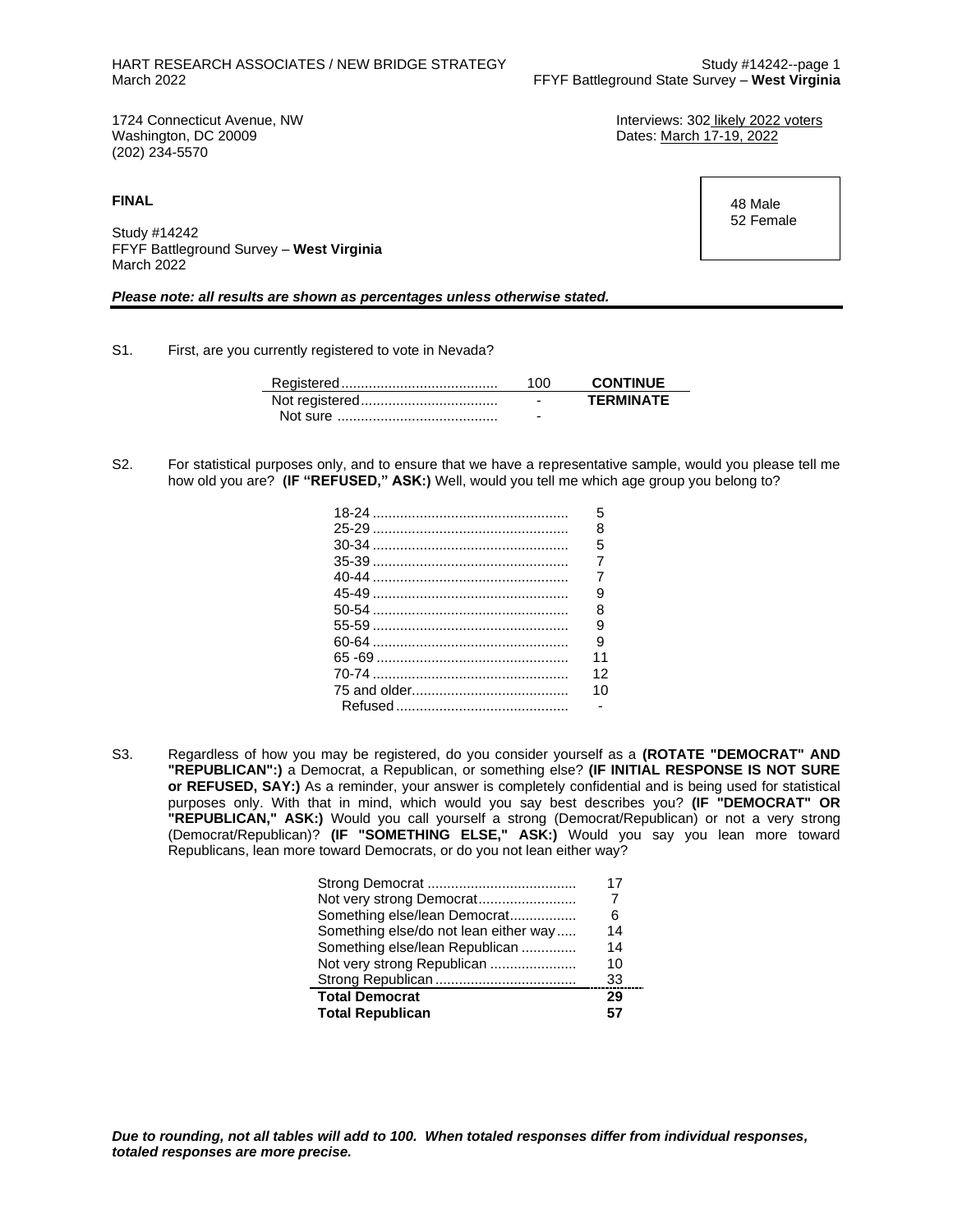HART RESEARCH ASSOCIATES / NEW BRIDGE STRATEGY
March 2022

Study #14242--page 1
FFYF Battleground State Survey – **West Virginia**

1724 Connecticut Avenue, NW
Washington, DC 20009
(202) 234-5570

Interviews: 302 likely 2022 voters
Dates: March 17-19, 2022

**FINAL**

Study #14242
FFYF Battleground Survey – **West Virginia**
March 2022

48 Male
52 Female

***Please note: all results are shown as percentages unless otherwise stated.***

S1. First, are you currently registered to vote in Nevada?

| | | |
|---|---|---|
| Registered | 100 | **CONTINUE** |
| Not registered | - | **TERMINATE** |
| Not sure | - | |

S2. For statistical purposes only, and to ensure that we have a representative sample, would you please tell me how old you are? **(IF "REFUSED," ASK:)** Well, would you tell me which age group you belong to?

| | |
|---|---|
| 18-24 | 5 |
| 25-29 | 8 |
| 30-34 | 5 |
| 35-39 | 7 |
| 40-44 | 7 |
| 45-49 | 9 |
| 50-54 | 8 |
| 55-59 | 9 |
| 60-64 | 9 |
| 65 -69 | 11 |
| 70-74 | 12 |
| 75 and older | 10 |
| Refused | - |

S3. Regardless of how you may be registered, do you consider yourself as a **(ROTATE "DEMOCRAT" AND "REPUBLICAN":)** a Democrat, a Republican, or something else? **(IF INITIAL RESPONSE IS NOT SURE or REFUSED, SAY:)** As a reminder, your answer is completely confidential and is being used for statistical purposes only. With that in mind, which would you say best describes you? **(IF "DEMOCRAT" OR "REPUBLICAN," ASK:)** Would you call yourself a strong (Democrat/Republican) or not a very strong (Democrat/Republican)? **(IF "SOMETHING ELSE," ASK:)** Would you say you lean more toward Republicans, lean more toward Democrats, or do you not lean either way?

| | |
|---|---|
| Strong Democrat | 17 |
| Not very strong Democrat | 7 |
| Something else/lean Democrat | 6 |
| Something else/do not lean either way | 14 |
| Something else/lean Republican | 14 |
| Not very strong Republican | 10 |
| Strong Republican | 33 |
| **Total Democrat** | **29** |
| **Total Republican** | **57** |

***Due to rounding, not all tables will add to 100. When totaled responses differ from individual responses, totaled responses are more precise.***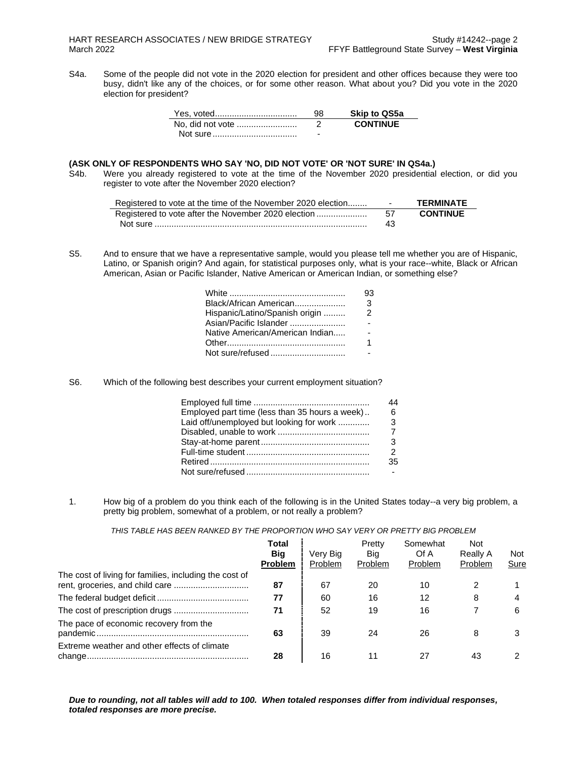S4a. Some of the people did not vote in the 2020 election for president and other offices because they were too busy, didn't like any of the choices, or for some other reason. What about you? Did you vote in the 2020 election for president?

| | | |
|---|---|---|
| Yes, voted | 98 | **Skip to QS5a** |
| No, did not vote | 2 | **CONTINUE** |
| Not sure | - | |

**(ASK ONLY OF RESPONDENTS WHO SAY 'NO, DID NOT VOTE' OR 'NOT SURE' IN QS4a.)**

S4b. Were you already registered to vote at the time of the November 2020 presidential election, or did you register to vote after the November 2020 election?

| | | |
|---|---|---|
| Registered to vote at the time of the November 2020 election | - | **TERMINATE** |
| Registered to vote after the November 2020 election | 57 | **CONTINUE** |
| Not sure | 43 | |

S5. And to ensure that we have a representative sample, would you please tell me whether you are of Hispanic, Latino, or Spanish origin? And again, for statistical purposes only, what is your race--white, Black or African American, Asian or Pacific Islander, Native American or American Indian, or something else?

| | |
|---|---|
| White | 93 |
| Black/African American | 3 |
| Hispanic/Latino/Spanish origin | 2 |
| Asian/Pacific Islander | - |
| Native American/American Indian | - |
| Other | 1 |
| Not sure/refused | - |

S6. Which of the following best describes your current employment situation?

| | |
|---|---|
| Employed full time | 44 |
| Employed part time (less than 35 hours a week) | 6 |
| Laid off/unemployed but looking for work | 3 |
| Disabled, unable to work | 7 |
| Stay-at-home parent | 3 |
| Full-time student | 2 |
| Retired | 35 |
| Not sure/refused | - |

1. How big of a problem do you think each of the following is in the United States today--a very big problem, a pretty big problem, somewhat of a problem, or not really a problem?

*THIS TABLE HAS BEEN RANKED BY THE PROPORTION WHO SAY VERY OR PRETTY BIG PROBLEM*

| | Total Big Problem | Very Big Problem | Pretty Big Problem | Somewhat Of A Problem | Not Really A Problem | Not Sure |
|---|---|---|---|---|---|---|
| The cost of living for families, including the cost of rent, groceries, and child care | **87** | 67 | 20 | 10 | 2 | 1 |
| The federal budget deficit | **77** | 60 | 16 | 12 | 8 | 4 |
| The cost of prescription drugs | **71** | 52 | 19 | 16 | 7 | 6 |
| The pace of economic recovery from the pandemic | **63** | 39 | 24 | 26 | 8 | 3 |
| Extreme weather and other effects of climate change | **28** | 16 | 11 | 27 | 43 | 2 |

***Due to rounding, not all tables will add to 100. When totaled responses differ from individual responses, totaled responses are more precise.***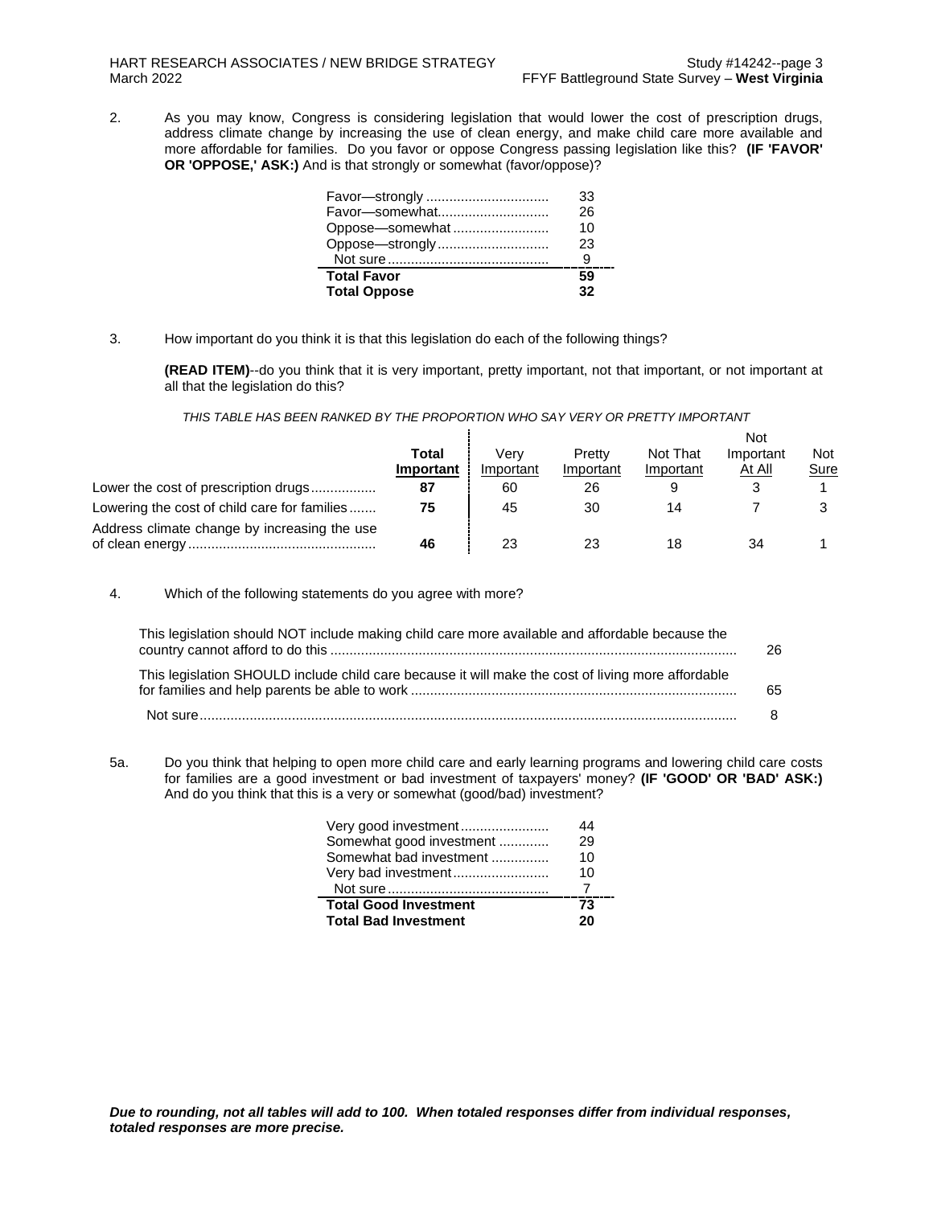2. As you may know, Congress is considering legislation that would lower the cost of prescription drugs, address climate change by increasing the use of clean energy, and make child care more available and more affordable for families. Do you favor or oppose Congress passing legislation like this? **(IF 'FAVOR' OR 'OPPOSE,' ASK:)** And is that strongly or somewhat (favor/oppose)?

| | |
|---|---|
| Favor—strongly | 33 |
| Favor—somewhat | 26 |
| Oppose—somewhat | 10 |
| Oppose—strongly | 23 |
| Not sure | 9 |
| **Total Favor** | **59** |
| **Total Oppose** | **32** |

3. How important do you think it is that this legislation do each of the following things?

**(READ ITEM)**--do you think that it is very important, pretty important, not that important, or not important at all that the legislation do this?

*THIS TABLE HAS BEEN RANKED BY THE PROPORTION WHO SAY VERY OR PRETTY IMPORTANT*

| | Total Important | Very Important | Pretty Important | Not That Important | Not Important At All | Not Sure |
|---|---|---|---|---|---|---|
| Lower the cost of prescription drugs | **87** | 60 | 26 | 9 | 3 | 1 |
| Lowering the cost of child care for families | **75** | 45 | 30 | 14 | 7 | 3 |
| Address climate change by increasing the use of clean energy | **46** | 23 | 23 | 18 | 34 | 1 |

4. Which of the following statements do you agree with more?

| | |
|---|---|
| This legislation should NOT include making child care more available and affordable because the country cannot afford to do this | 26 |
| This legislation SHOULD include child care because it will make the cost of living more affordable for families and help parents be able to work | 65 |
| Not sure | 8 |

5a. Do you think that helping to open more child care and early learning programs and lowering child care costs for families are a good investment or bad investment of taxpayers' money? **(IF 'GOOD' OR 'BAD' ASK:)** And do you think that this is a very or somewhat (good/bad) investment?

| | |
|---|---|
| Very good investment | 44 |
| Somewhat good investment | 29 |
| Somewhat bad investment | 10 |
| Very bad investment | 10 |
| Not sure | 7 |
| **Total Good Investment** | **73** |
| **Total Bad Investment** | **20** |

***Due to rounding, not all tables will add to 100. When totaled responses differ from individual responses, totaled responses are more precise.***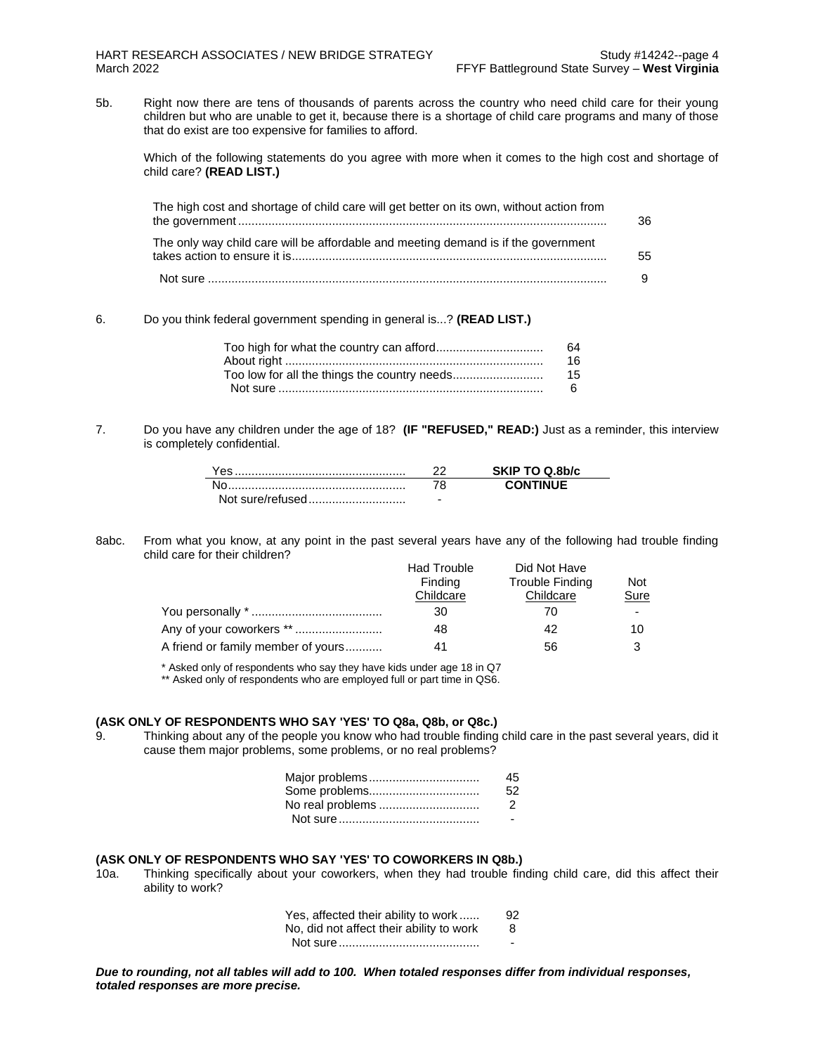5b. Right now there are tens of thousands of parents across the country who need child care for their young children but who are unable to get it, because there is a shortage of child care programs and many of those that do exist are too expensive for families to afford.

Which of the following statements do you agree with more when it comes to the high cost and shortage of child care? **(READ LIST.)**

| | |
|---|---|
| The high cost and shortage of child care will get better on its own, without action from the government | 36 |
| The only way child care will be affordable and meeting demand is if the government takes action to ensure it is | 55 |
| Not sure | 9 |

6. Do you think federal government spending in general is...? **(READ LIST.)**

| | |
|---|---|
| Too high for what the country can afford | 64 |
| About right | 16 |
| Too low for all the things the country needs | 15 |
| Not sure | 6 |

7. Do you have any children under the age of 18? **(IF "REFUSED," READ:)** Just as a reminder, this interview is completely confidential.

| | | |
|---|---|---|
| Yes | 22 | **SKIP TO Q.8b/c** |
| No | 78 | **CONTINUE** |
| Not sure/refused | - | |

8abc. From what you know, at any point in the past several years have any of the following had trouble finding child care for their children?

| | Had Trouble Finding Childcare | Did Not Have Trouble Finding Childcare | Not Sure |
|---|---|---|---|
| You personally * | 30 | 70 | - |
| Any of your coworkers ** | 48 | 42 | 10 |
| A friend or family member of yours | 41 | 56 | 3 |

\* Asked only of respondents who say they have kids under age 18 in Q7

\** Asked only of respondents who are employed full or part time in QS6.

**(ASK ONLY OF RESPONDENTS WHO SAY 'YES' TO Q8a, Q8b, or Q8c.)**

9. Thinking about any of the people you know who had trouble finding child care in the past several years, did it cause them major problems, some problems, or no real problems?

| | |
|---|---|
| Major problems | 45 |
| Some problems | 52 |
| No real problems | 2 |
| Not sure | - |

**(ASK ONLY OF RESPONDENTS WHO SAY 'YES' TO COWORKERS IN Q8b.)**

10a. Thinking specifically about your coworkers, when they had trouble finding child care, did this affect their ability to work?

| | |
|---|---|
| Yes, affected their ability to work | 92 |
| No, did not affect their ability to work | 8 |
| Not sure | - |

***Due to rounding, not all tables will add to 100. When totaled responses differ from individual responses, totaled responses are more precise.***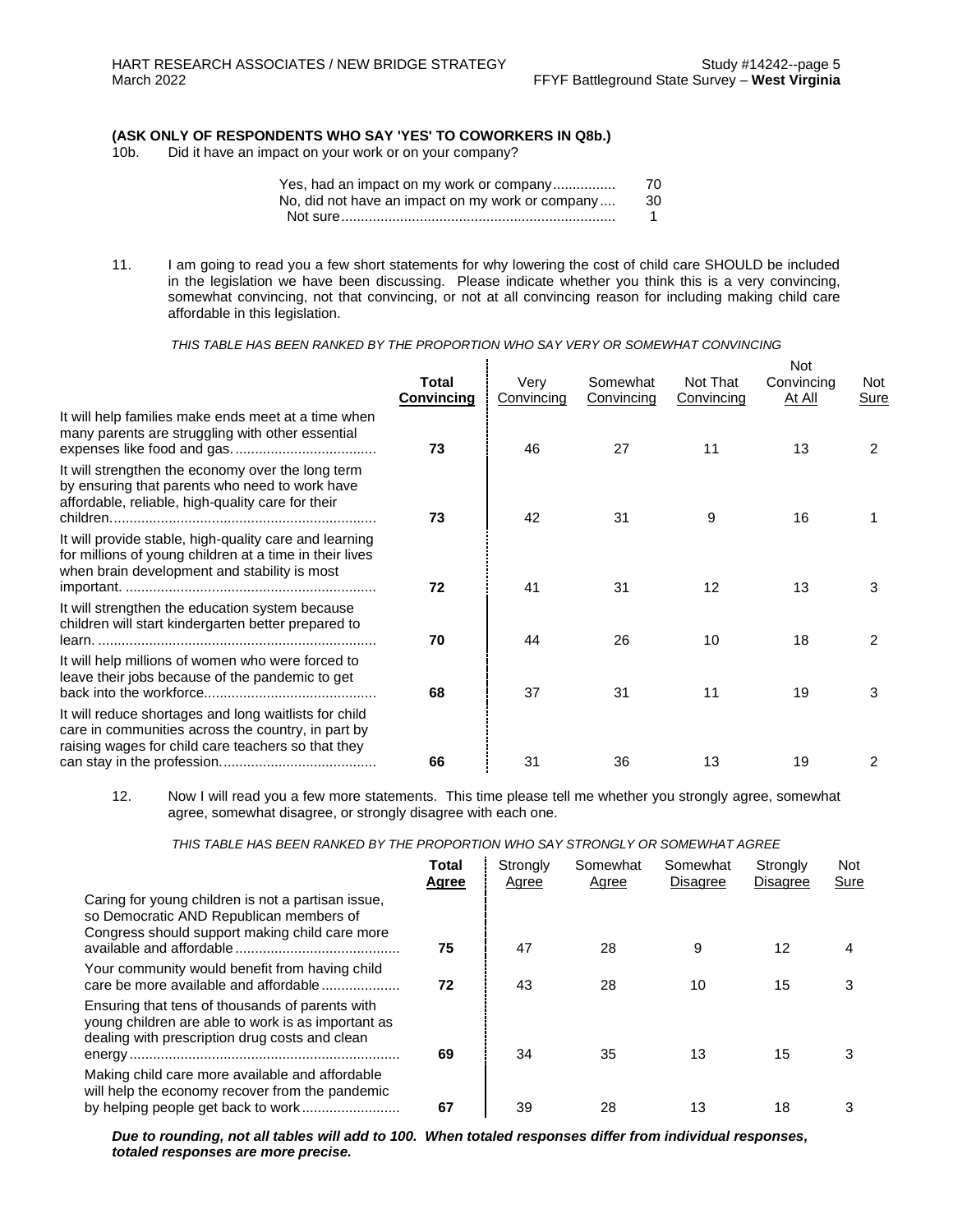**(ASK ONLY OF RESPONDENTS WHO SAY 'YES' TO COWORKERS IN Q8b.)**

10b. Did it have an impact on your work or on your company?

| | |
|---|---|
| Yes, had an impact on my work or company | 70 |
| No, did not have an impact on my work or company | 30 |
| Not sure | 1 |

11. I am going to read you a few short statements for why lowering the cost of child care SHOULD be included in the legislation we have been discussing. Please indicate whether you think this is a very convincing, somewhat convincing, not that convincing, or not at all convincing reason for including making child care affordable in this legislation.

*THIS TABLE HAS BEEN RANKED BY THE PROPORTION WHO SAY VERY OR SOMEWHAT CONVINCING*

| | Total Convincing | Very Convincing | Somewhat Convincing | Not That Convincing | Not Convincing At All | Not Sure |
|---|---|---|---|---|---|---|
| It will help families make ends meet at a time when many parents are struggling with other essential expenses like food and gas. | 73 | 46 | 27 | 11 | 13 | 2 |
| It will strengthen the economy over the long term by ensuring that parents who need to work have affordable, reliable, high-quality care for their children. | 73 | 42 | 31 | 9 | 16 | 1 |
| It will provide stable, high-quality care and learning for millions of young children at a time in their lives when brain development and stability is most important. | 72 | 41 | 31 | 12 | 13 | 3 |
| It will strengthen the education system because children will start kindergarten better prepared to learn. | 70 | 44 | 26 | 10 | 18 | 2 |
| It will help millions of women who were forced to leave their jobs because of the pandemic to get back into the workforce. | 68 | 37 | 31 | 11 | 19 | 3 |
| It will reduce shortages and long waitlists for child care in communities across the country, in part by raising wages for child care teachers so that they can stay in the profession. | 66 | 31 | 36 | 13 | 19 | 2 |

12. Now I will read you a few more statements. This time please tell me whether you strongly agree, somewhat agree, somewhat disagree, or strongly disagree with each one.

*THIS TABLE HAS BEEN RANKED BY THE PROPORTION WHO SAY STRONGLY OR SOMEWHAT AGREE*

| | Total Agree | Strongly Agree | Somewhat Agree | Somewhat Disagree | Strongly Disagree | Not Sure |
|---|---|---|---|---|---|---|
| Caring for young children is not a partisan issue, so Democratic AND Republican members of Congress should support making child care more available and affordable | 75 | 47 | 28 | 9 | 12 | 4 |
| Your community would benefit from having child care be more available and affordable | 72 | 43 | 28 | 10 | 15 | 3 |
| Ensuring that tens of thousands of parents with young children are able to work is as important as dealing with prescription drug costs and clean energy | 69 | 34 | 35 | 13 | 15 | 3 |
| Making child care more available and affordable will help the economy recover from the pandemic by helping people get back to work | 67 | 39 | 28 | 13 | 18 | 3 |

***Due to rounding, not all tables will add to 100. When totaled responses differ from individual responses, totaled responses are more precise.***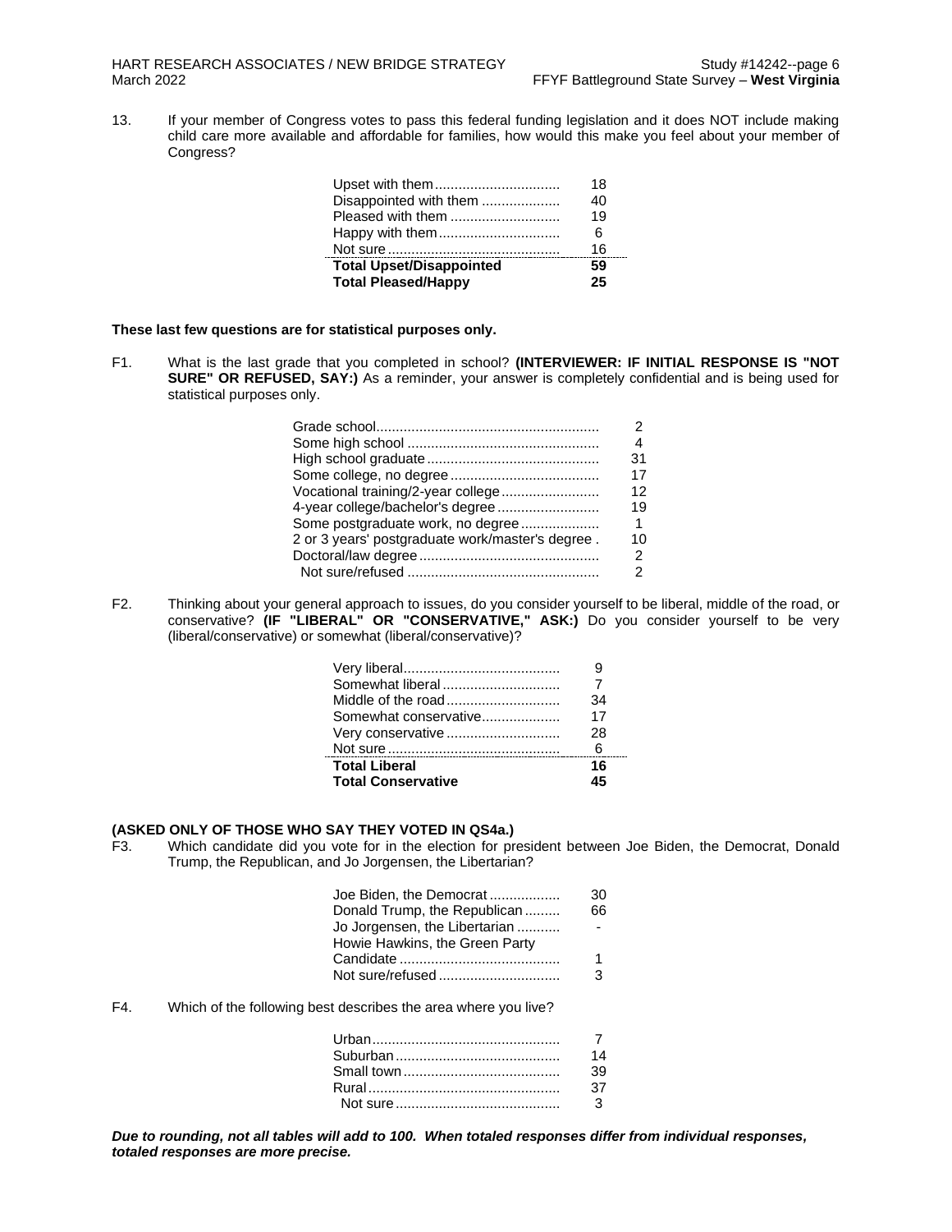13. If your member of Congress votes to pass this federal funding legislation and it does NOT include making child care more available and affordable for families, how would this make you feel about your member of Congress?

| | |
|---|---|
| Upset with them | 18 |
| Disappointed with them | 40 |
| Pleased with them | 19 |
| Happy with them | 6 |
| Not sure | 16 |
| **Total Upset/Disappointed** | **59** |
| **Total Pleased/Happy** | **25** |

**These last few questions are for statistical purposes only.**

F1. What is the last grade that you completed in school? **(INTERVIEWER: IF INITIAL RESPONSE IS "NOT SURE" OR REFUSED, SAY:)** As a reminder, your answer is completely confidential and is being used for statistical purposes only.

| | |
|---|---|
| Grade school | 2 |
| Some high school | 4 |
| High school graduate | 31 |
| Some college, no degree | 17 |
| Vocational training/2-year college | 12 |
| 4-year college/bachelor's degree | 19 |
| Some postgraduate work, no degree | 1 |
| 2 or 3 years' postgraduate work/master's degree | 10 |
| Doctoral/law degree | 2 |
| Not sure/refused | 2 |

F2. Thinking about your general approach to issues, do you consider yourself to be liberal, middle of the road, or conservative? **(IF "LIBERAL" OR "CONSERVATIVE," ASK:)** Do you consider yourself to be very (liberal/conservative) or somewhat (liberal/conservative)?

| | |
|---|---|
| Very liberal | 9 |
| Somewhat liberal | 7 |
| Middle of the road | 34 |
| Somewhat conservative | 17 |
| Very conservative | 28 |
| Not sure | 6 |
| **Total Liberal** | **16** |
| **Total Conservative** | **45** |

**(ASKED ONLY OF THOSE WHO SAY THEY VOTED IN QS4a.)**

F3. Which candidate did you vote for in the election for president between Joe Biden, the Democrat, Donald Trump, the Republican, and Jo Jorgensen, the Libertarian?

| | |
|---|---|
| Joe Biden, the Democrat | 30 |
| Donald Trump, the Republican | 66 |
| Jo Jorgensen, the Libertarian | - |
| Howie Hawkins, the Green Party Candidate | 1 |
| Not sure/refused | 3 |

F4. Which of the following best describes the area where you live?

| | |
|---|---|
| Urban | 7 |
| Suburban | 14 |
| Small town | 39 |
| Rural | 37 |
| Not sure | 3 |

***Due to rounding, not all tables will add to 100. When totaled responses differ from individual responses, totaled responses are more precise.***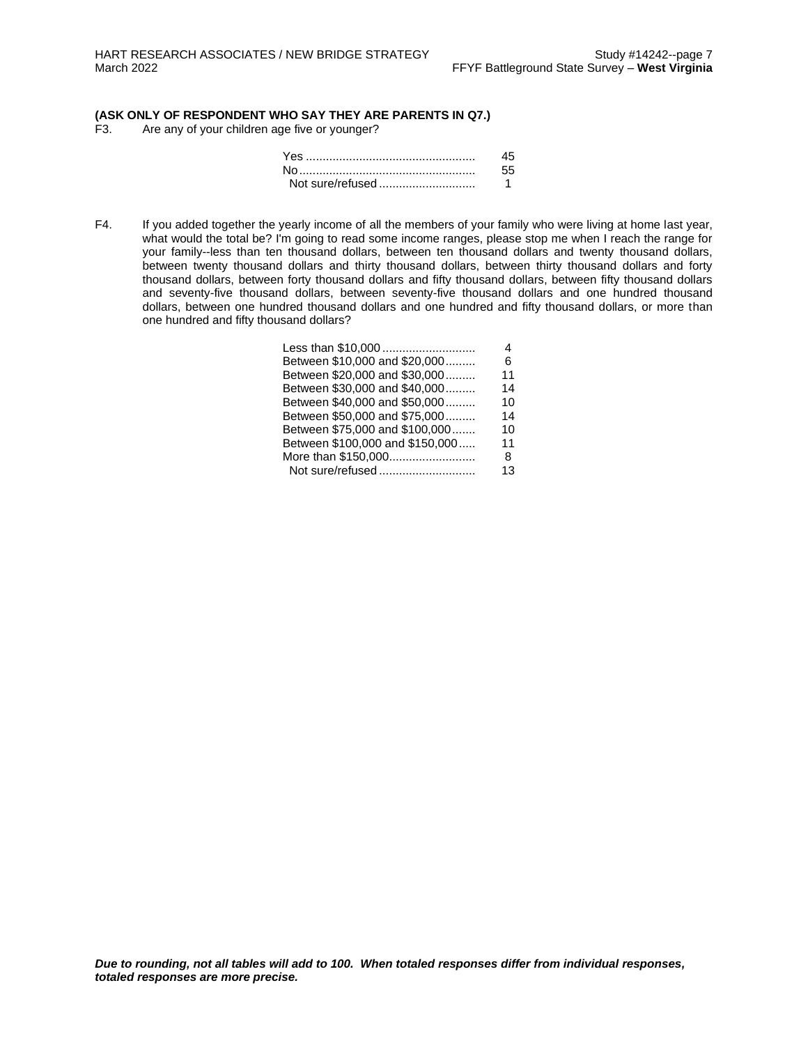**(ASK ONLY OF RESPONDENT WHO SAY THEY ARE PARENTS IN Q7.)**

F3. Are any of your children age five or younger?

| | |
|---|---|
| Yes | 45 |
| No | 55 |
| Not sure/refused | 1 |

F4. If you added together the yearly income of all the members of your family who were living at home last year, what would the total be? I'm going to read some income ranges, please stop me when I reach the range for your family--less than ten thousand dollars, between ten thousand dollars and twenty thousand dollars, between twenty thousand dollars and thirty thousand dollars, between thirty thousand dollars and forty thousand dollars, between forty thousand dollars and fifty thousand dollars, between fifty thousand dollars and seventy-five thousand dollars, between seventy-five thousand dollars and one hundred thousand dollars, between one hundred thousand dollars and one hundred and fifty thousand dollars, or more than one hundred and fifty thousand dollars?

| | |
|---|---|
| Less than $10,000 | 4 |
| Between $10,000 and $20,000 | 6 |
| Between $20,000 and $30,000 | 11 |
| Between $30,000 and $40,000 | 14 |
| Between $40,000 and $50,000 | 10 |
| Between $50,000 and $75,000 | 14 |
| Between $75,000 and $100,000 | 10 |
| Between $100,000 and $150,000 | 11 |
| More than $150,000 | 8 |
| Not sure/refused | 13 |

***Due to rounding, not all tables will add to 100. When totaled responses differ from individual responses, totaled responses are more precise.***